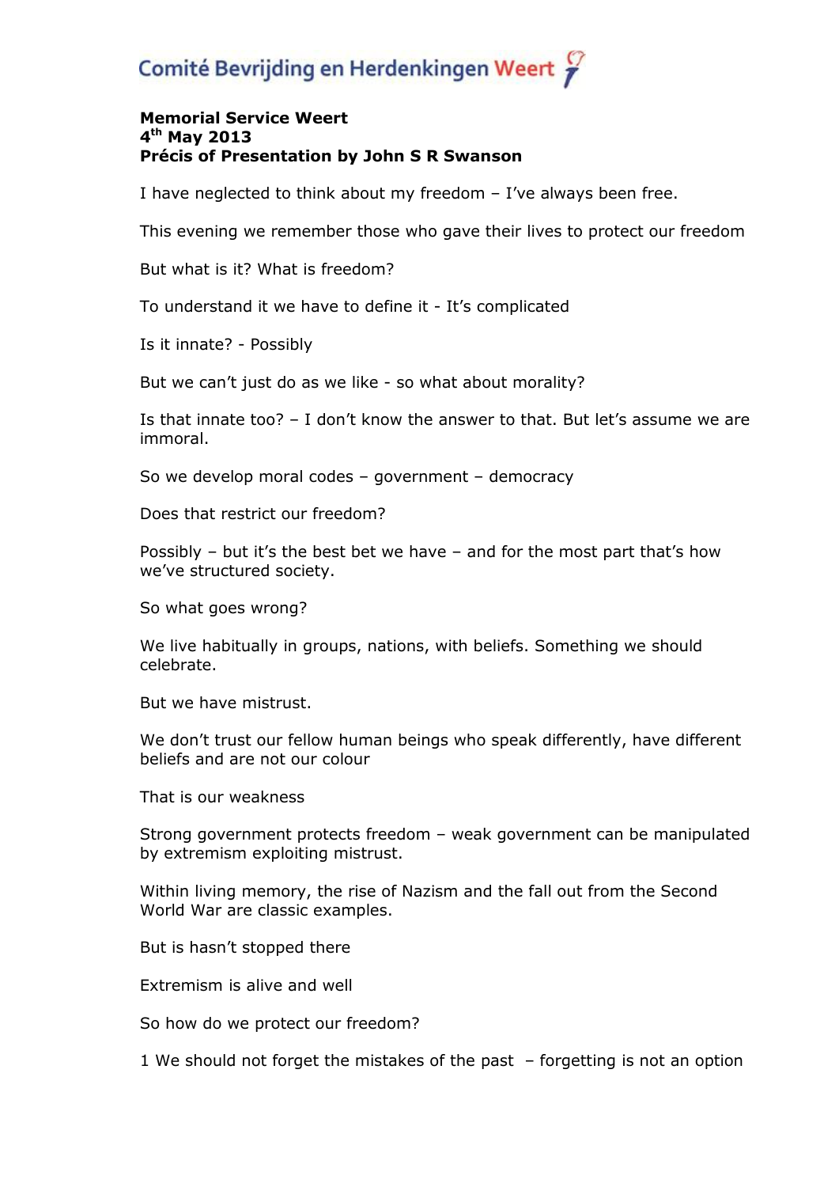Comité Bevrijding en Herdenkingen Weert

**Memorial Service Weert**
**4th May 2013**
**Précis of Presentation by John S R Swanson**

I have neglected to think about my freedom – I've always been free.

This evening we remember those who gave their lives to protect our freedom

But what is it? What is freedom?

To understand it we have to define it - It's complicated

Is it innate? - Possibly

But we can't just do as we like - so what about morality?

Is that innate too? – I don't know the answer to that. But let's assume we are immoral.

So we develop moral codes – government – democracy

Does that restrict our freedom?

Possibly – but it's the best bet we have – and for the most part that's how we've structured society.

So what goes wrong?

We live habitually in groups, nations, with beliefs. Something we should celebrate.

But we have mistrust.

We don't trust our fellow human beings who speak differently, have different beliefs and are not our colour

That is our weakness

Strong government protects freedom – weak government can be manipulated by extremism exploiting mistrust.

Within living memory, the rise of Nazism and the fall out from the Second World War are classic examples.

But is hasn't stopped there

Extremism is alive and well

So how do we protect our freedom?

1 We should not forget the mistakes of the past – forgetting is not an option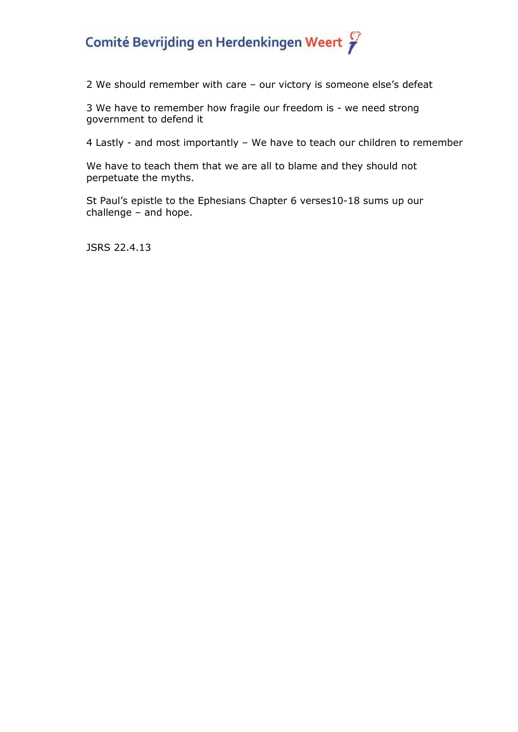2 We should remember with care – our victory is someone else's defeat

3 We have to remember how fragile our freedom is - we need strong government to defend it

4 Lastly - and most importantly – We have to teach our children to remember

We have to teach them that we are all to blame and they should not perpetuate the myths.

St Paul's epistle to the Ephesians Chapter 6 verses10-18 sums up our challenge – and hope.

JSRS 22.4.13